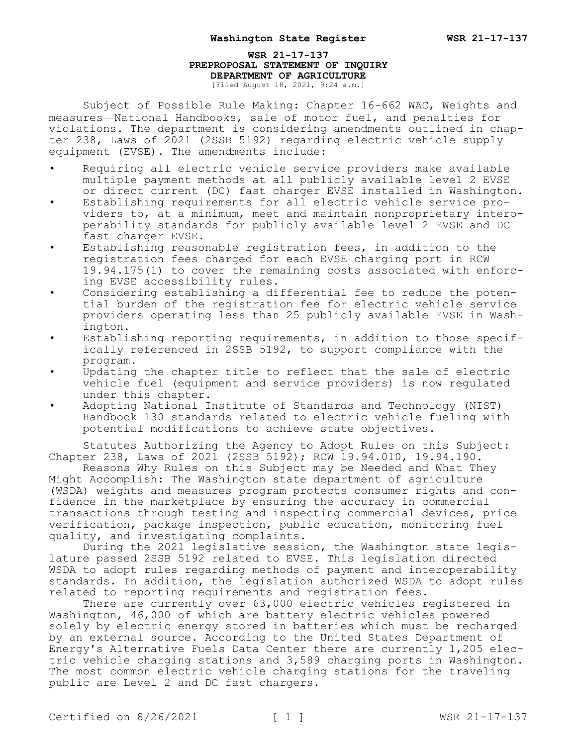# WSR 21-17-137
## PREPROPOSAL STATEMENT OF INQUIRY
## DEPARTMENT OF AGRICULTURE

[Filed August 18, 2021, 9:24 a.m.]

Subject of Possible Rule Making: Chapter 16-662 WAC, Weights and measures—National Handbooks, sale of motor fuel, and penalties for violations. The department is considering amendments outlined in chapter 238, Laws of 2021 (2SSB 5192) regarding electric vehicle supply equipment (EVSE). The amendments include:

- Requiring all electric vehicle service providers make available multiple payment methods at all publicly available level 2 EVSE or direct current (DC) fast charger EVSE installed in Washington.
- Establishing requirements for all electric vehicle service providers to, at a minimum, meet and maintain nonproprietary interoperability standards for publicly available level 2 EVSE and DC fast charger EVSE.
- Establishing reasonable registration fees, in addition to the registration fees charged for each EVSE charging port in RCW 19.94.175(1) to cover the remaining costs associated with enforcing EVSE accessibility rules.
- Considering establishing a differential fee to reduce the potential burden of the registration fee for electric vehicle service providers operating less than 25 publicly available EVSE in Washington.
- Establishing reporting requirements, in addition to those specifically referenced in 2SSB 5192, to support compliance with the program.
- Updating the chapter title to reflect that the sale of electric vehicle fuel (equipment and service providers) is now regulated under this chapter.
- Adopting National Institute of Standards and Technology (NIST) Handbook 130 standards related to electric vehicle fueling with potential modifications to achieve state objectives.

Statutes Authorizing the Agency to Adopt Rules on this Subject: Chapter 238, Laws of 2021 (2SSB 5192); RCW 19.94.010, 19.94.190.

Reasons Why Rules on this Subject may be Needed and What They Might Accomplish: The Washington state department of agriculture (WSDA) weights and measures program protects consumer rights and confidence in the marketplace by ensuring the accuracy in commercial transactions through testing and inspecting commercial devices, price verification, package inspection, public education, monitoring fuel quality, and investigating complaints.

During the 2021 legislative session, the Washington state legislature passed 2SSB 5192 related to EVSE. This legislation directed WSDA to adopt rules regarding methods of payment and interoperability standards. In addition, the legislation authorized WSDA to adopt rules related to reporting requirements and registration fees.

There are currently over 63,000 electric vehicles registered in Washington, 46,000 of which are battery electric vehicles powered solely by electric energy stored in batteries which must be recharged by an external source. According to the United States Department of Energy's Alternative Fuels Data Center there are currently 1,205 electric vehicle charging stations and 3,589 charging ports in Washington. The most common electric vehicle charging stations for the traveling public are Level 2 and DC fast chargers.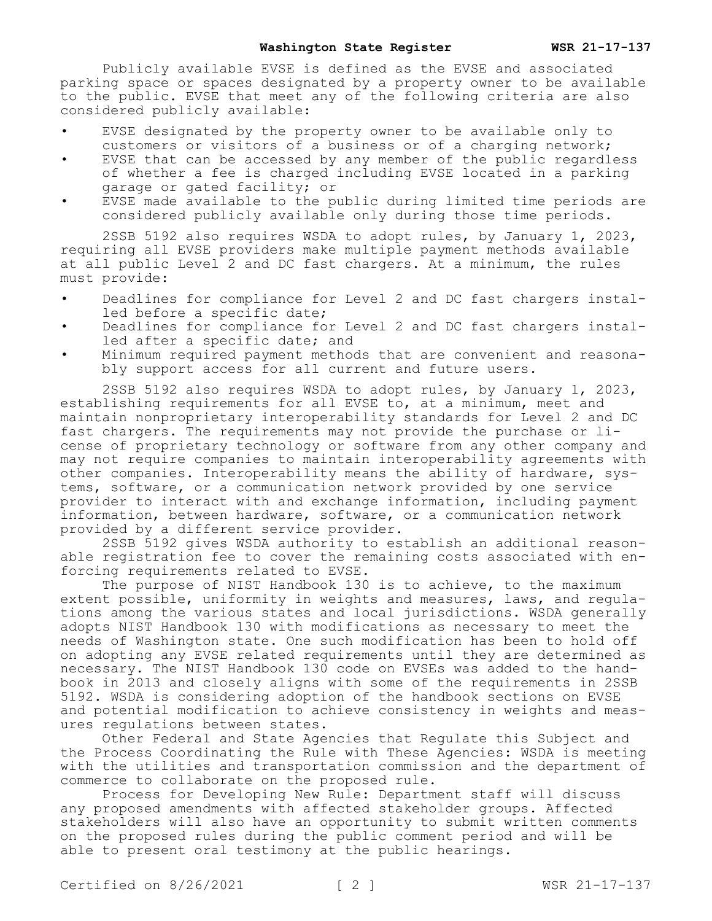Publicly available EVSE is defined as the EVSE and associated parking space or spaces designated by a property owner to be available to the public. EVSE that meet any of the following criteria are also considered publicly available:

- EVSE designated by the property owner to be available only to customers or visitors of a business or of a charging network;
- EVSE that can be accessed by any member of the public regardless of whether a fee is charged including EVSE located in a parking garage or gated facility; or
- EVSE made available to the public during limited time periods are considered publicly available only during those time periods.

2SSB 5192 also requires WSDA to adopt rules, by January 1, 2023, requiring all EVSE providers make multiple payment methods available at all public Level 2 and DC fast chargers. At a minimum, the rules must provide:

- Deadlines for compliance for Level 2 and DC fast chargers installed before a specific date;
- Deadlines for compliance for Level 2 and DC fast chargers installed after a specific date; and
- Minimum required payment methods that are convenient and reasonably support access for all current and future users.

2SSB 5192 also requires WSDA to adopt rules, by January 1, 2023, establishing requirements for all EVSE to, at a minimum, meet and maintain nonproprietary interoperability standards for Level 2 and DC fast chargers. The requirements may not provide the purchase or license of proprietary technology or software from any other company and may not require companies to maintain interoperability agreements with other companies. Interoperability means the ability of hardware, systems, software, or a communication network provided by one service provider to interact with and exchange information, including payment information, between hardware, software, or a communication network provided by a different service provider.

2SSB 5192 gives WSDA authority to establish an additional reasonable registration fee to cover the remaining costs associated with enforcing requirements related to EVSE.

The purpose of NIST Handbook 130 is to achieve, to the maximum extent possible, uniformity in weights and measures, laws, and regulations among the various states and local jurisdictions. WSDA generally adopts NIST Handbook 130 with modifications as necessary to meet the needs of Washington state. One such modification has been to hold off on adopting any EVSE related requirements until they are determined as necessary. The NIST Handbook 130 code on EVSEs was added to the handbook in 2013 and closely aligns with some of the requirements in 2SSB 5192. WSDA is considering adoption of the handbook sections on EVSE and potential modification to achieve consistency in weights and measures regulations between states.

Other Federal and State Agencies that Regulate this Subject and the Process Coordinating the Rule with These Agencies: WSDA is meeting with the utilities and transportation commission and the department of commerce to collaborate on the proposed rule.

Process for Developing New Rule: Department staff will discuss any proposed amendments with affected stakeholder groups. Affected stakeholders will also have an opportunity to submit written comments on the proposed rules during the public comment period and will be able to present oral testimony at the public hearings.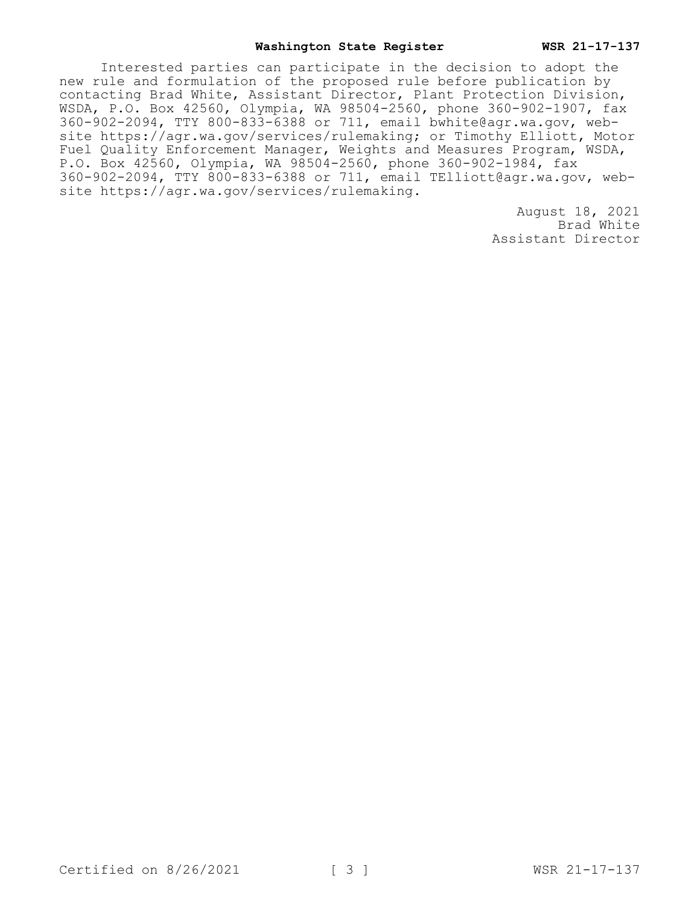Interested parties can participate in the decision to adopt the new rule and formulation of the proposed rule before publication by contacting Brad White, Assistant Director, Plant Protection Division, WSDA, P.O. Box 42560, Olympia, WA 98504-2560, phone 360-902-1907, fax 360-902-2094, TTY 800-833-6388 or 711, email bwhite@agr.wa.gov, website https://agr.wa.gov/services/rulemaking; or Timothy Elliott, Motor Fuel Quality Enforcement Manager, Weights and Measures Program, WSDA, P.O. Box 42560, Olympia, WA 98504-2560, phone 360-902-1984, fax 360-902-2094, TTY 800-833-6388 or 711, email TElliott@agr.wa.gov, website https://agr.wa.gov/services/rulemaking.

August 18, 2021
Brad White
Assistant Director